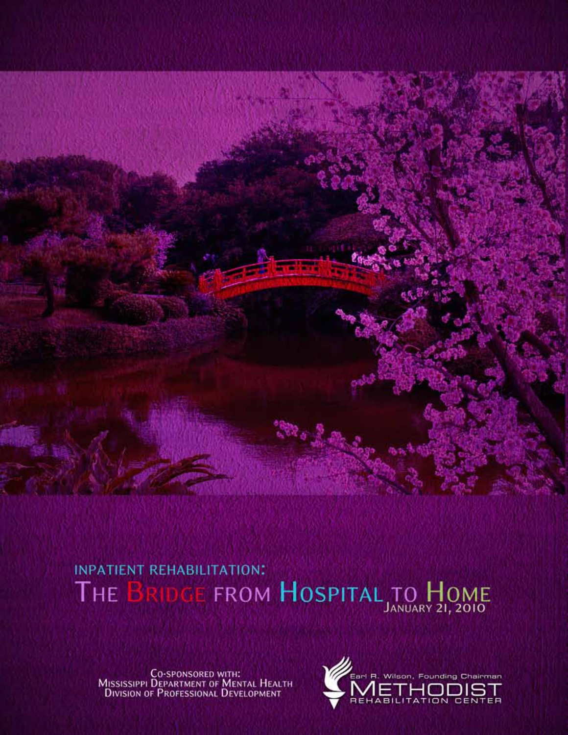INPATIENT REHABILITATION:

# THE BRIDGE FROM HOSPITAL TO HOME

JANUARY 21, 2010

CO-SPONSORED WITH:
MISSISSIPPI DEPARTMENT OF MENTAL HEALTH
DIVISION OF PROFESSIONAL DEVELOPMENT

Earl R. Wilson, Founding Chairman
METHODIST
REHABILITATION CENTER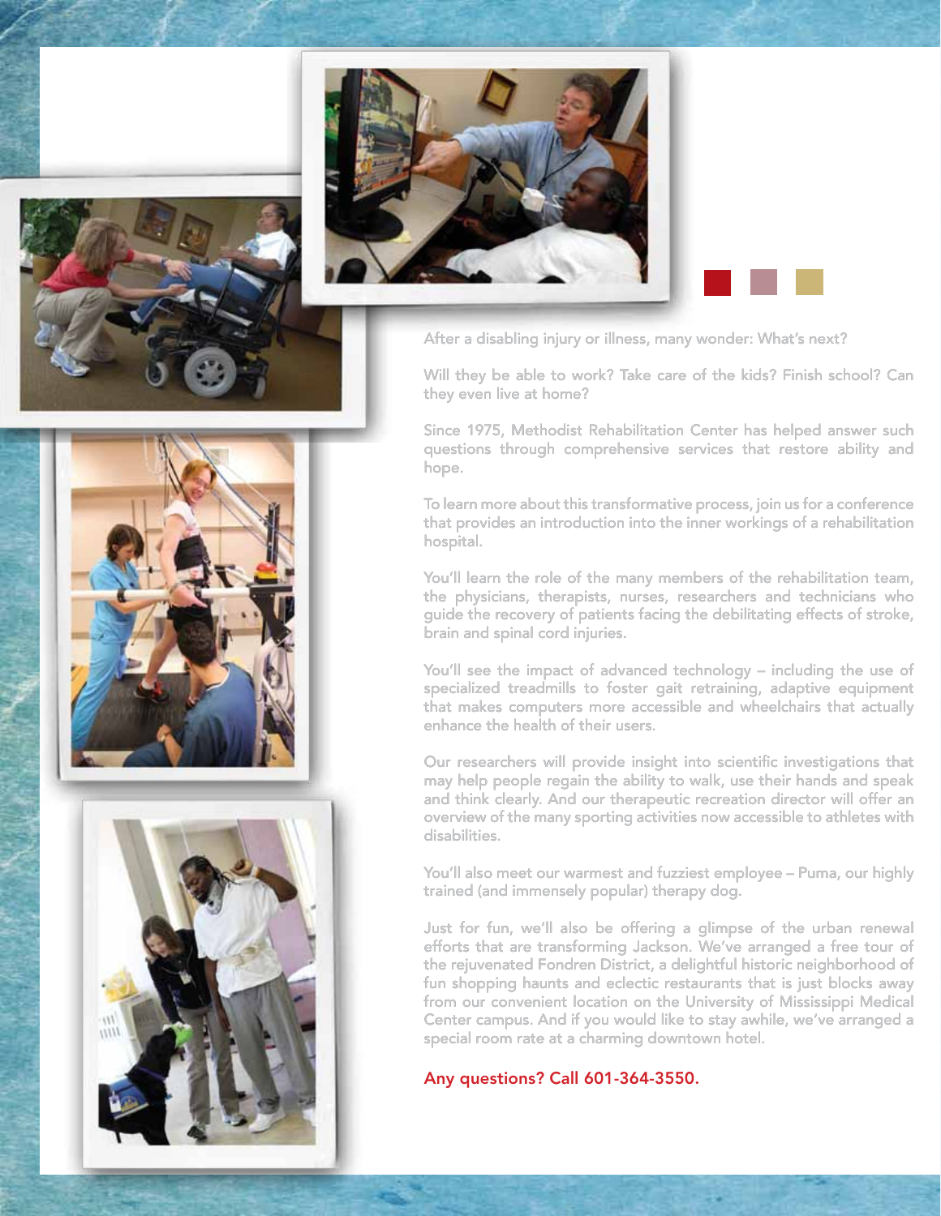After a disabling injury or illness, many wonder: What's next?

Will they be able to work? Take care of the kids? Finish school? Can they even live at home?

Since 1975, Methodist Rehabilitation Center has helped answer such questions through comprehensive services that restore ability and hope.

To learn more about this transformative process, join us for a conference that provides an introduction into the inner workings of a rehabilitation hospital.

You'll learn the role of the many members of the rehabilitation team, the physicians, therapists, nurses, researchers and technicians who guide the recovery of patients facing the debilitating effects of stroke, brain and spinal cord injuries.

You'll see the impact of advanced technology – including the use of specialized treadmills to foster gait retraining, adaptive equipment that makes computers more accessible and wheelchairs that actually enhance the health of their users.

Our researchers will provide insight into scientific investigations that may help people regain the ability to walk, use their hands and speak and think clearly. And our therapeutic recreation director will offer an overview of the many sporting activities now accessible to athletes with disabilities.

You'll also meet our warmest and fuzziest employee – Puma, our highly trained (and immensely popular) therapy dog.

Just for fun, we'll also be offering a glimpse of the urban renewal efforts that are transforming Jackson. We've arranged a free tour of the rejuvenated Fondren District, a delightful historic neighborhood of fun shopping haunts and eclectic restaurants that is just blocks away from our convenient location on the University of Mississippi Medical Center campus. And if you would like to stay awhile, we've arranged a special room rate at a charming downtown hotel.

**Any questions? Call 601-364-3550.**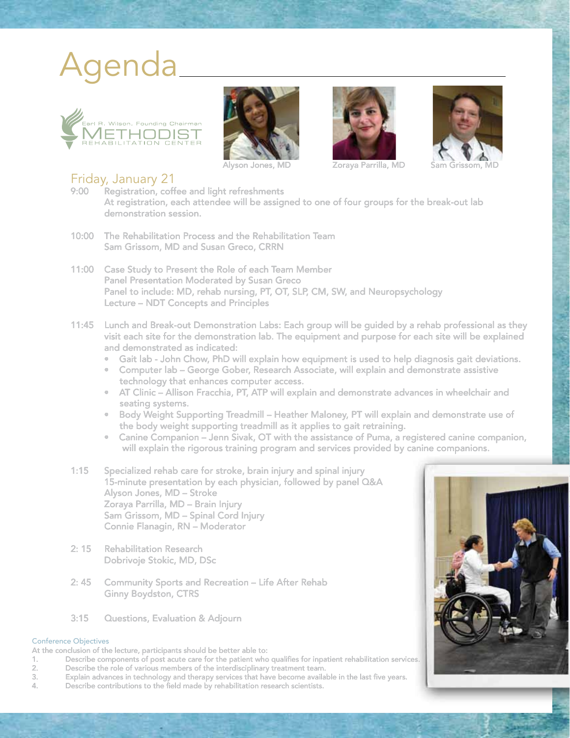# Agenda

Earl R. Wilson, Founding Chairman
METHODIST
REHABILITATION CENTER

Alyson Jones, MD

Zoraya Parrilla, MD

Sam Grissom, MD

## Friday, January 21

**9:00** Registration, coffee and light refreshments
At registration, each attendee will be assigned to one of four groups for the break-out lab demonstration session.

**10:00** The Rehabilitation Process and the Rehabilitation Team
Sam Grissom, MD and Susan Greco, CRRN

**11:00** Case Study to Present the Role of each Team Member
Panel Presentation Moderated by Susan Greco
Panel to include: MD, rehab nursing, PT, OT, SLP, CM, SW, and Neuropsychology
Lecture – NDT Concepts and Principles

**11:45** Lunch and Break-out Demonstration Labs: Each group will be guided by a rehab professional as they visit each site for the demonstration lab. The equipment and purpose for each site will be explained and demonstrated as indicated:

- Gait lab - John Chow, PhD will explain how equipment is used to help diagnosis gait deviations.
- Computer lab – George Gober, Research Associate, will explain and demonstrate assistive technology that enhances computer access.
- AT Clinic – Allison Fracchia, PT, ATP will explain and demonstrate advances in wheelchair and seating systems.
- Body Weight Supporting Treadmill – Heather Maloney, PT will explain and demonstrate use of the body weight supporting treadmill as it applies to gait retraining.
- Canine Companion – Jenn Sivak, OT with the assistance of Puma, a registered canine companion, will explain the rigorous training program and services provided by canine companions.

**1:15** Specialized rehab care for stroke, brain injury and spinal injury
15-minute presentation by each physician, followed by panel Q&A
Alyson Jones, MD – Stroke
Zoraya Parrilla, MD – Brain Injury
Sam Grissom, MD – Spinal Cord Injury
Connie Flanagin, RN – Moderator

**2: 15** Rehabilitation Research
Dobrivoje Stokic, MD, DSc

**2: 45** Community Sports and Recreation – Life After Rehab
Ginny Boydston, CTRS

**3:15** Questions, Evaluation & Adjourn

### Conference Objectives

At the conclusion of the lecture, participants should be better able to:

1. Describe components of post acute care for the patient who qualifies for inpatient rehabilitation services.
2. Describe the role of various members of the interdisciplinary treatment team.
3. Explain advances in technology and therapy services that have become available in the last five years.
4. Describe contributions to the field made by rehabilitation research scientists.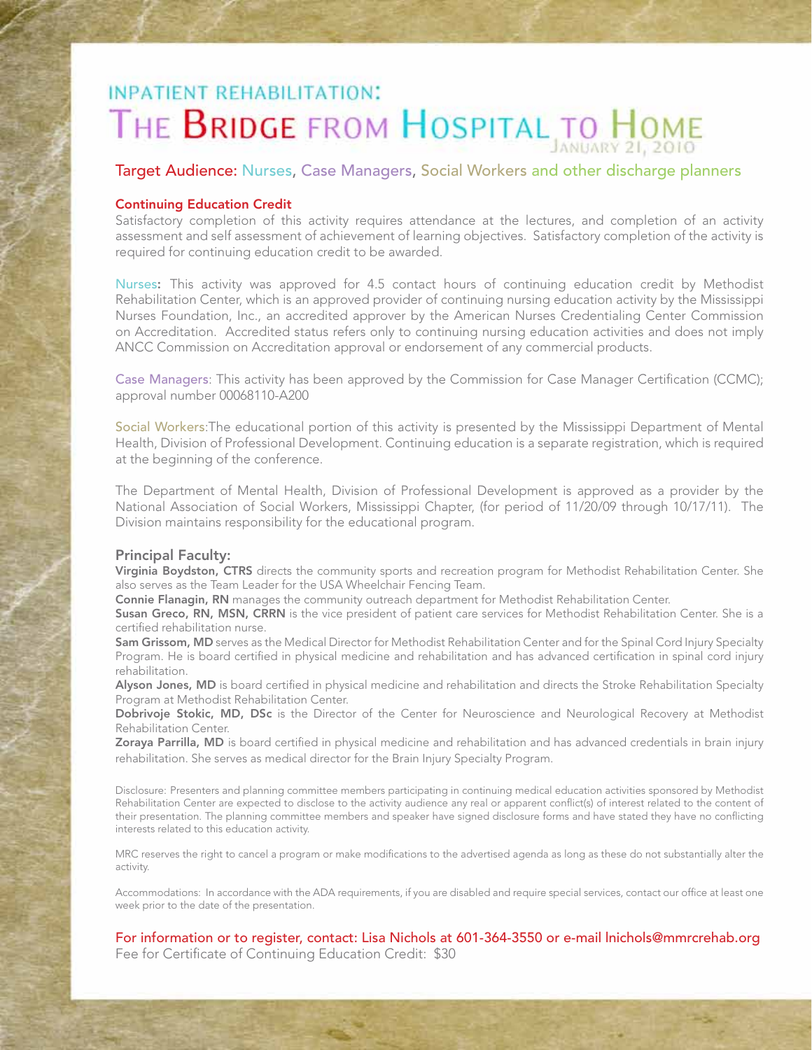## INPATIENT REHABILITATION:

# THE BRIDGE FROM HOSPITAL TO HOME

JANUARY 21, 2010

### Target Audience: Nurses, Case Managers, Social Workers and other discharge planners

**Continuing Education Credit**

Satisfactory completion of this activity requires attendance at the lectures, and completion of an activity assessment and self assessment of achievement of learning objectives. Satisfactory completion of the activity is required for continuing education credit to be awarded.

Nurses**:** This activity was approved for 4.5 contact hours of continuing education credit by Methodist Rehabilitation Center, which is an approved provider of continuing nursing education activity by the Mississippi Nurses Foundation, Inc., an accredited approver by the American Nurses Credentialing Center Commission on Accreditation. Accredited status refers only to continuing nursing education activities and does not imply ANCC Commission on Accreditation approval or endorsement of any commercial products.

Case Managers: This activity has been approved by the Commission for Case Manager Certification (CCMC); approval number 00068110-A200

Social Workers:The educational portion of this activity is presented by the Mississippi Department of Mental Health, Division of Professional Development. Continuing education is a separate registration, which is required at the beginning of the conference.

The Department of Mental Health, Division of Professional Development is approved as a provider by the National Association of Social Workers, Mississippi Chapter, (for period of 11/20/09 through 10/17/11). The Division maintains responsibility for the educational program.

### Principal Faculty:

**Virginia Boydston, CTRS** directs the community sports and recreation program for Methodist Rehabilitation Center. She also serves as the Team Leader for the USA Wheelchair Fencing Team.

**Connie Flanagin, RN** manages the community outreach department for Methodist Rehabilitation Center.

**Susan Greco, RN, MSN, CRRN** is the vice president of patient care services for Methodist Rehabilitation Center. She is a certified rehabilitation nurse.

**Sam Grissom, MD** serves as the Medical Director for Methodist Rehabilitation Center and for the Spinal Cord Injury Specialty Program. He is board certified in physical medicine and rehabilitation and has advanced certification in spinal cord injury rehabilitation.

**Alyson Jones, MD** is board certified in physical medicine and rehabilitation and directs the Stroke Rehabilitation Specialty Program at Methodist Rehabilitation Center.

**Dobrivoje Stokic, MD, DSc** is the Director of the Center for Neuroscience and Neurological Recovery at Methodist Rehabilitation Center.

**Zoraya Parrilla, MD** is board certified in physical medicine and rehabilitation and has advanced credentials in brain injury rehabilitation. She serves as medical director for the Brain Injury Specialty Program.

Disclosure: Presenters and planning committee members participating in continuing medical education activities sponsored by Methodist Rehabilitation Center are expected to disclose to the activity audience any real or apparent conflict(s) of interest related to the content of their presentation. The planning committee members and speaker have signed disclosure forms and have stated they have no conflicting interests related to this education activity.

MRC reserves the right to cancel a program or make modifications to the advertised agenda as long as these do not substantially alter the activity.

Accommodations: In accordance with the ADA requirements, if you are disabled and require special services, contact our office at least one week prior to the date of the presentation.

For information or to register, contact: Lisa Nichols at 601-364-3550 or e-mail lnichols@mmrcrehab.org

Fee for Certificate of Continuing Education Credit: $30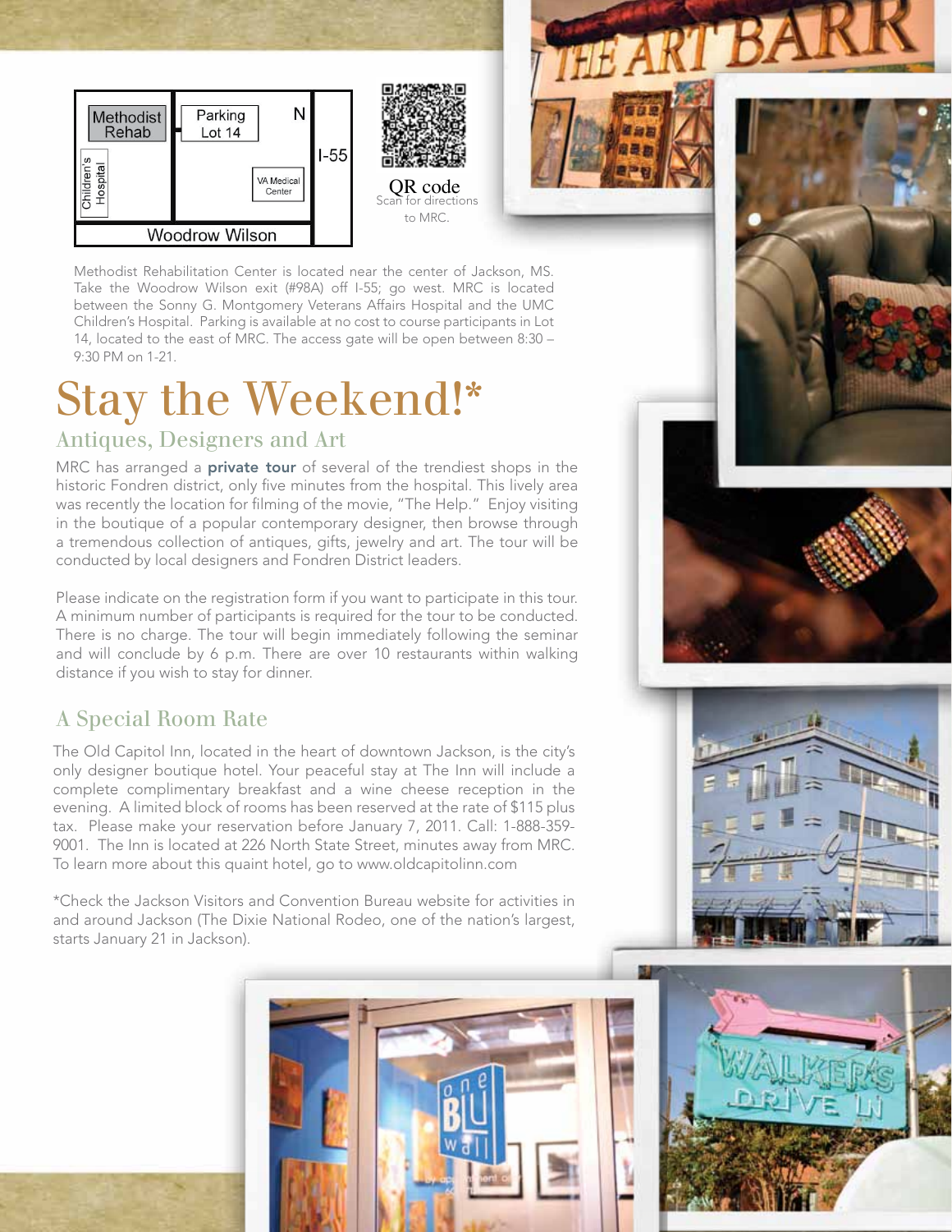QR code
Scan for directions to MRC.

Methodist Rehabilitation Center is located near the center of Jackson, MS. Take the Woodrow Wilson exit (#98A) off I-55; go west. MRC is located between the Sonny G. Montgomery Veterans Affairs Hospital and the UMC Children's Hospital. Parking is available at no cost to course participants in Lot 14, located to the east of MRC. The access gate will be open between 8:30 – 9:30 PM on 1-21.

# Stay the Weekend!*

## Antiques, Designers and Art

MRC has arranged a **private tour** of several of the trendiest shops in the historic Fondren district, only five minutes from the hospital. This lively area was recently the location for filming of the movie, "The Help." Enjoy visiting in the boutique of a popular contemporary designer, then browse through a tremendous collection of antiques, gifts, jewelry and art. The tour will be conducted by local designers and Fondren District leaders.

Please indicate on the registration form if you want to participate in this tour. A minimum number of participants is required for the tour to be conducted. There is no charge. The tour will begin immediately following the seminar and will conclude by 6 p.m. There are over 10 restaurants within walking distance if you wish to stay for dinner.

## A Special Room Rate

The Old Capitol Inn, located in the heart of downtown Jackson, is the city's only designer boutique hotel. Your peaceful stay at The Inn will include a complete complimentary breakfast and a wine cheese reception in the evening. A limited block of rooms has been reserved at the rate of $115 plus tax. Please make your reservation before January 7, 2011. Call: 1-888-359-9001. The Inn is located at 226 North State Street, minutes away from MRC. To learn more about this quaint hotel, go to www.oldcapitolinn.com

*Check the Jackson Visitors and Convention Bureau website for activities in and around Jackson (The Dixie National Rodeo, one of the nation's largest, starts January 21 in Jackson).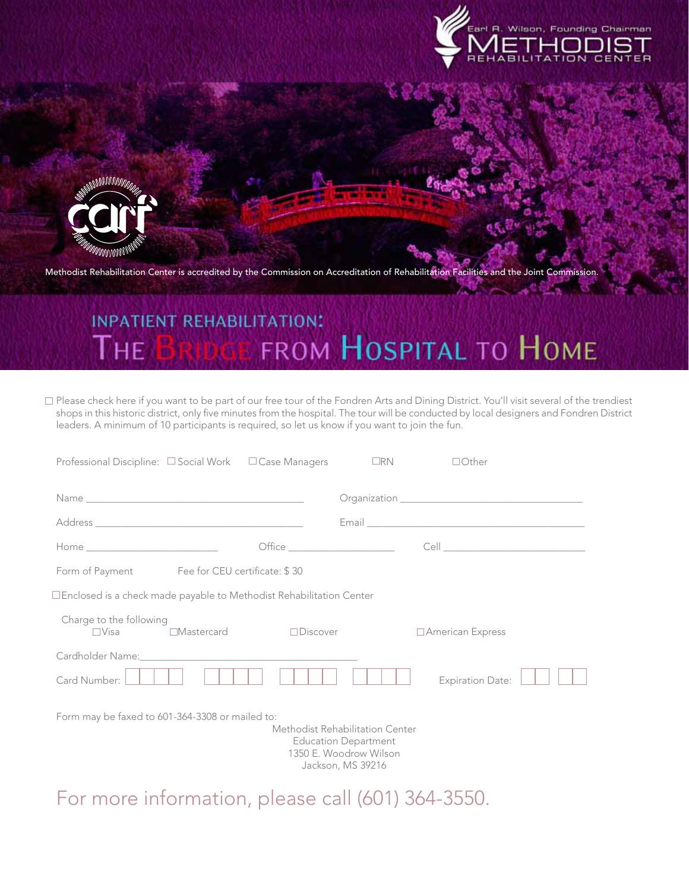Earl R. Wilson, Founding Chairman
METHODIST
REHABILITATION CENTER

Methodist Rehabilitation Center is accredited by the Commission on Accreditation of Rehabilitation Facilities and the Joint Commission.

# INPATIENT REHABILITATION: THE BRIDGE FROM HOSPITAL TO HOME

☐ Please check here if you want to be part of our free tour of the Fondren Arts and Dining District. You'll visit several of the trendiest shops in this historic district, only five minutes from the hospital. The tour will be conducted by local designers and Fondren District leaders. A minimum of 10 participants is required, so let us know if you want to join the fun.

Professional Discipline: ☐ Social Work ☐ Case Managers ☐ RN ☐ Other

Name ______________________ Organization ______________________

Address ______________________ Email ______________________

Home ______________ Office ______________ Cell ______________

Form of Payment Fee for CEU certificate: $ 30

☐ Enclosed is a check made payable to Methodist Rehabilitation Center

Charge to the following
☐ Visa ☐ Mastercard ☐ Discover ☐ American Express

Cardholder Name: ______________________

Card Number: ☐☐☐☐ ☐☐☐☐ ☐☐☐☐ ☐☐☐☐ Expiration Date: ☐☐ ☐☐

Form may be faxed to 601-364-3308 or mailed to:

Methodist Rehabilitation Center
Education Department
1350 E. Woodrow Wilson
Jackson, MS 39216

For more information, please call (601) 364-3550.